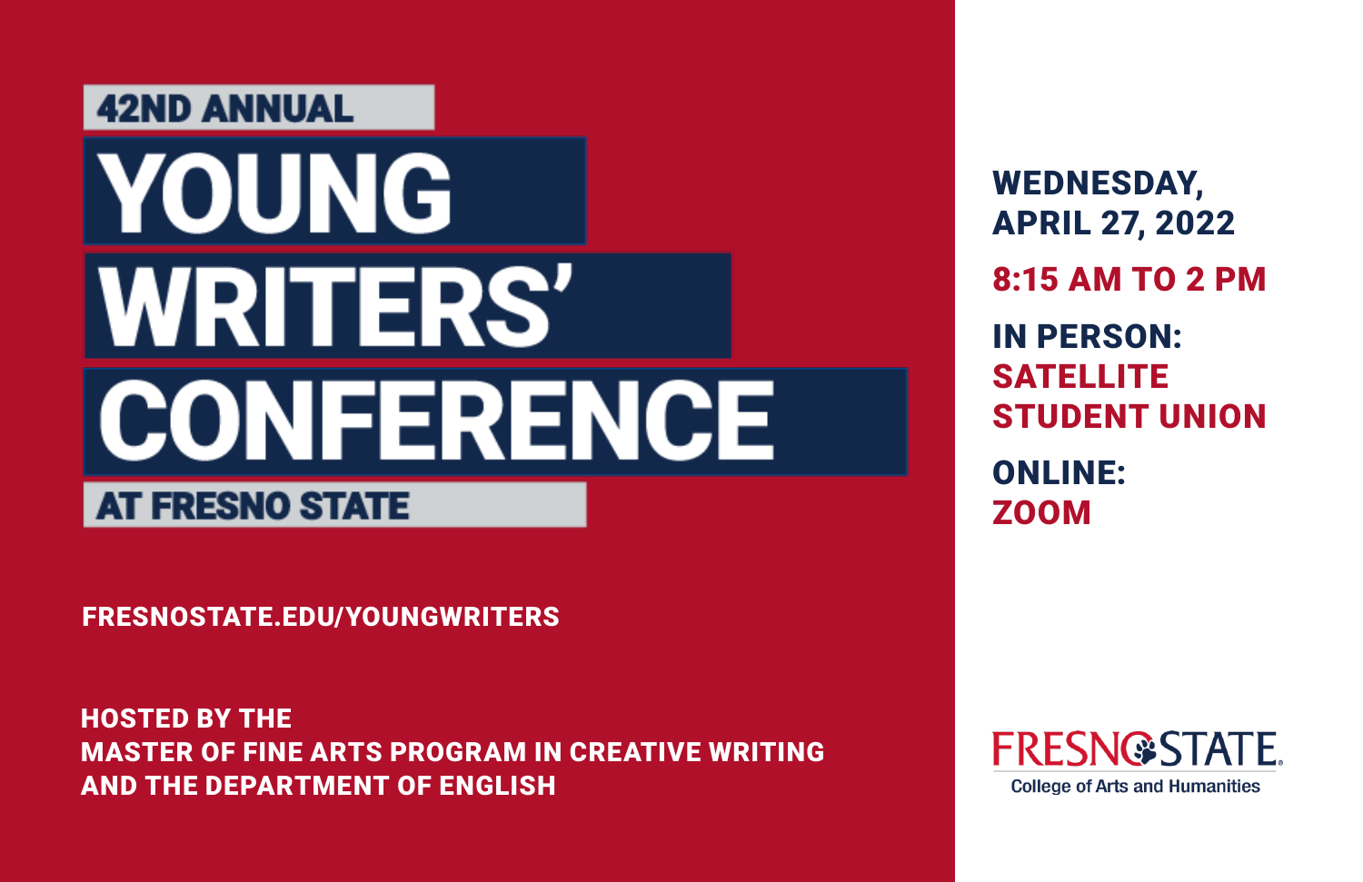42ND ANNUAL

# YOUNG WRITERS' CONFERENCE

AT FRESNO STATE

**WEDNESDAY, APRIL 27, 2022**

**8:15 AM TO 2 PM**

**IN PERSON:** SATELLITE STUDENT UNION

**ONLINE:** ZOOM

FRESNOSTATE.EDU/YOUNGWRITERS

HOSTED BY THE
MASTER OF FINE ARTS PROGRAM IN CREATIVE WRITING
AND THE DEPARTMENT OF ENGLISH

FRESNO STATE
College of Arts and Humanities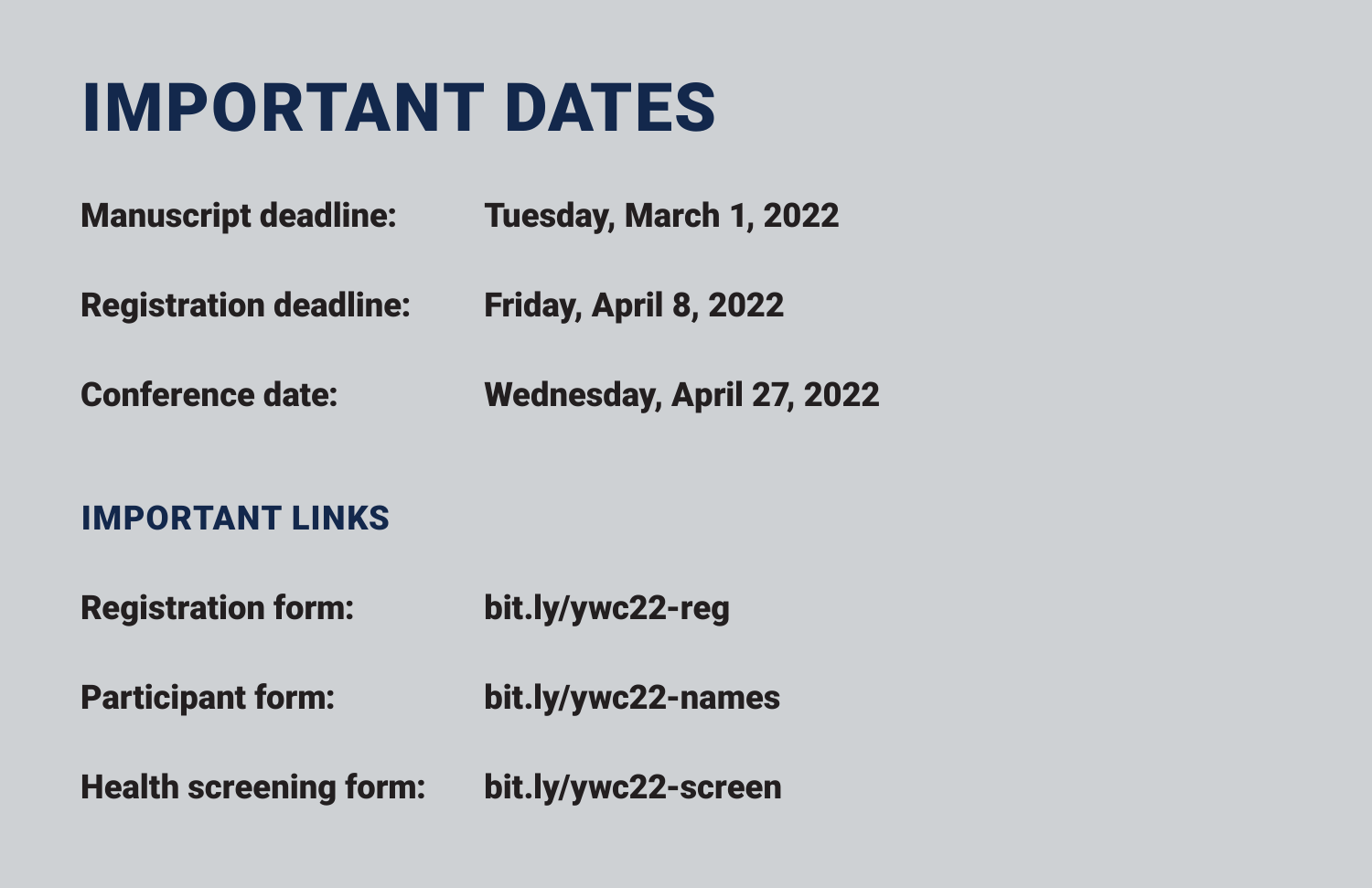# IMPORTANT DATES

**Manuscript deadline:** **Tuesday, March 1, 2022**

**Registration deadline:** **Friday, April 8, 2022**

**Conference date:** **Wednesday, April 27, 2022**

## IMPORTANT LINKS

**Registration form:** **bit.ly/ywc22-reg**

**Participant form:** **bit.ly/ywc22-names**

**Health screening form:** **bit.ly/ywc22-screen**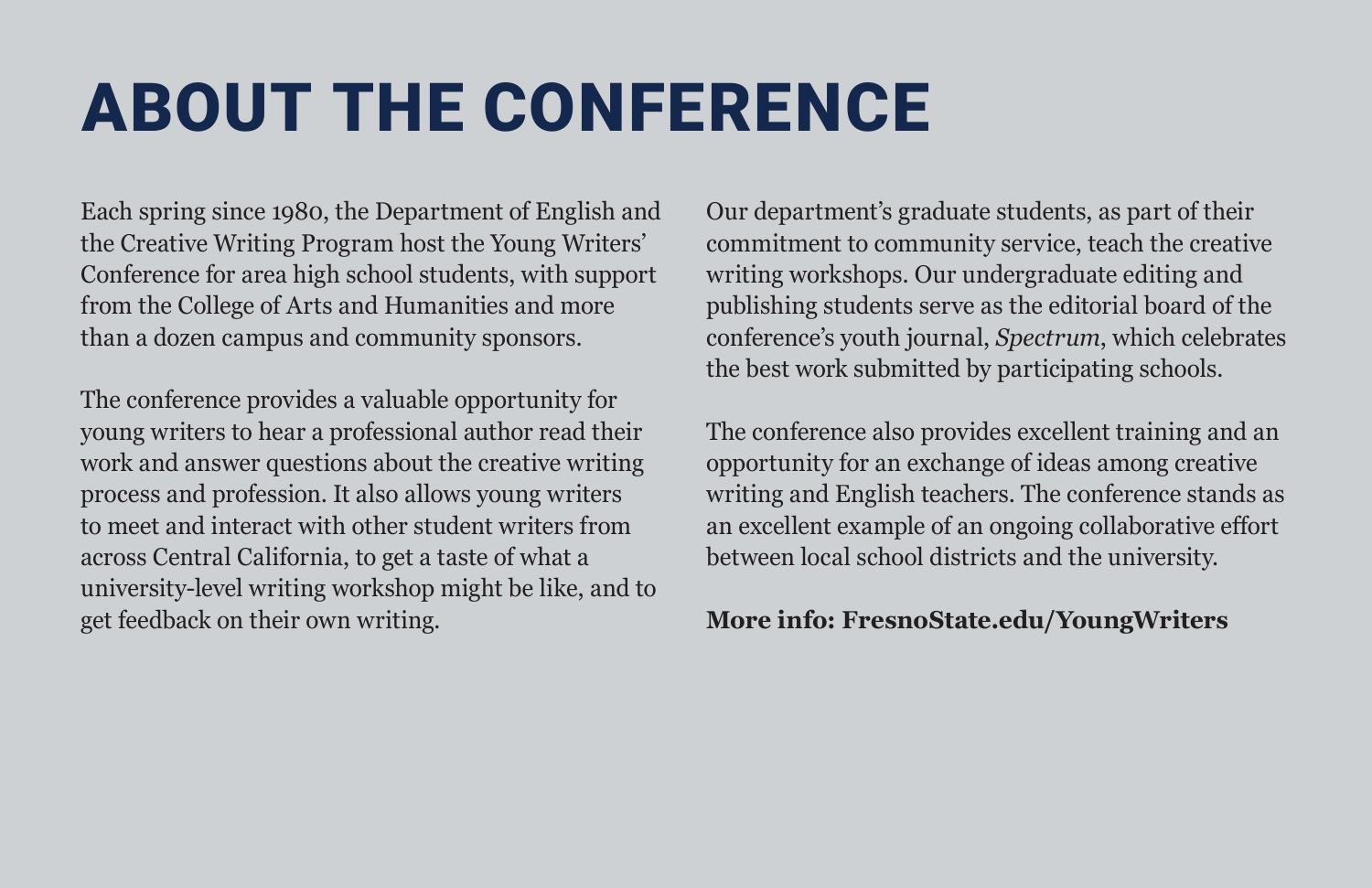# ABOUT THE CONFERENCE

Each spring since 1980, the Department of English and the Creative Writing Program host the Young Writers' Conference for area high school students, with support from the College of Arts and Humanities and more than a dozen campus and community sponsors.

The conference provides a valuable opportunity for young writers to hear a professional author read their work and answer questions about the creative writing process and profession. It also allows young writers to meet and interact with other student writers from across Central California, to get a taste of what a university-level writing workshop might be like, and to get feedback on their own writing.

Our department's graduate students, as part of their commitment to community service, teach the creative writing workshops. Our undergraduate editing and publishing students serve as the editorial board of the conference's youth journal, *Spectrum*, which celebrates the best work submitted by participating schools.

The conference also provides excellent training and an opportunity for an exchange of ideas among creative writing and English teachers. The conference stands as an excellent example of an ongoing collaborative effort between local school districts and the university.

**More info: FresnoState.edu/YoungWriters**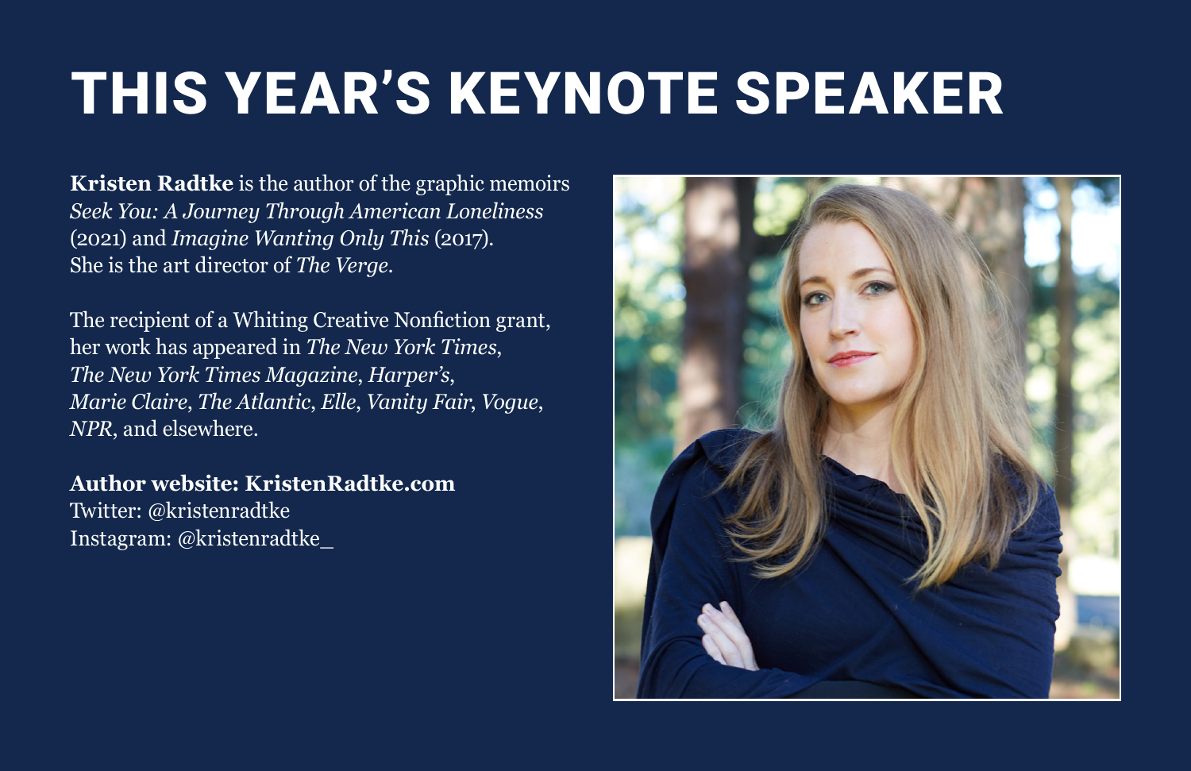# THIS YEAR'S KEYNOTE SPEAKER

**Kristen Radtke** is the author of the graphic memoirs *Seek You: A Journey Through American Loneliness* (2021) and *Imagine Wanting Only This* (2017). She is the art director of *The Verge*.

The recipient of a Whiting Creative Nonfiction grant, her work has appeared in *The New York Times*, *The New York Times Magazine*, *Harper's*, *Marie Claire*, *The Atlantic*, *Elle*, *Vanity Fair*, *Vogue*, *NPR*, and elsewhere.

**Author website: KristenRadtke.com**
Twitter: @kristenradtke
Instagram: @kristenradtke_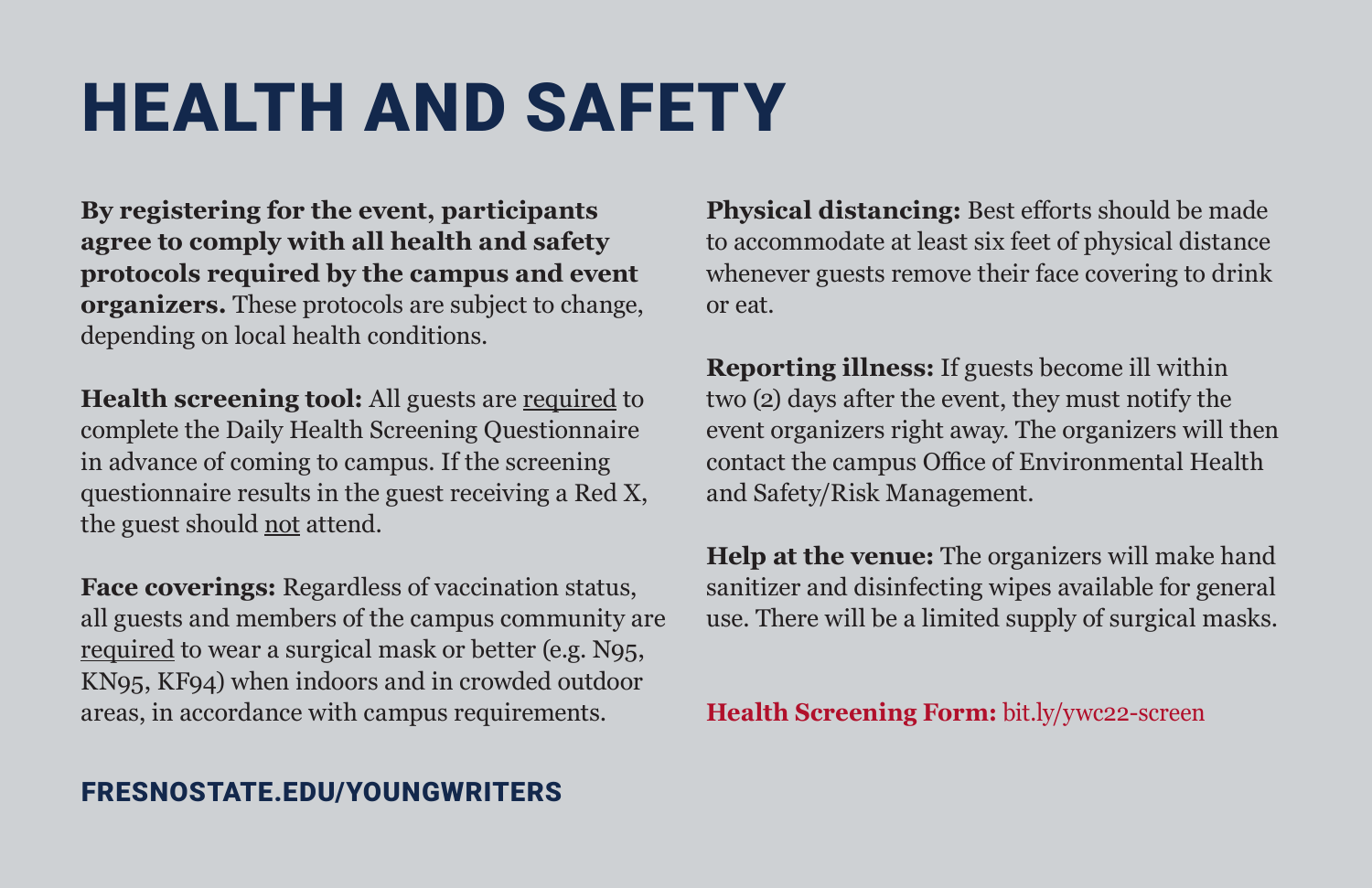# HEALTH AND SAFETY

**By registering for the event, participants agree to comply with all health and safety protocols required by the campus and event organizers.** These protocols are subject to change, depending on local health conditions.

**Health screening tool:** All guests are <u>required</u> to complete the Daily Health Screening Questionnaire in advance of coming to campus. If the screening questionnaire results in the guest receiving a Red X, the guest should <u>not</u> attend.

**Face coverings:** Regardless of vaccination status, all guests and members of the campus community are <u>required</u> to wear a surgical mask or better (e.g. N95, KN95, KF94) when indoors and in crowded outdoor areas, in accordance with campus requirements.

**Physical distancing:** Best efforts should be made to accommodate at least six feet of physical distance whenever guests remove their face covering to drink or eat.

**Reporting illness:** If guests become ill within two (2) days after the event, they must notify the event organizers right away. The organizers will then contact the campus Office of Environmental Health and Safety/Risk Management.

**Help at the venue:** The organizers will make hand sanitizer and disinfecting wipes available for general use. There will be a limited supply of surgical masks.

**Health Screening Form:** bit.ly/ywc22-screen

**FRESNOSTATE.EDU/YOUNGWRITERS**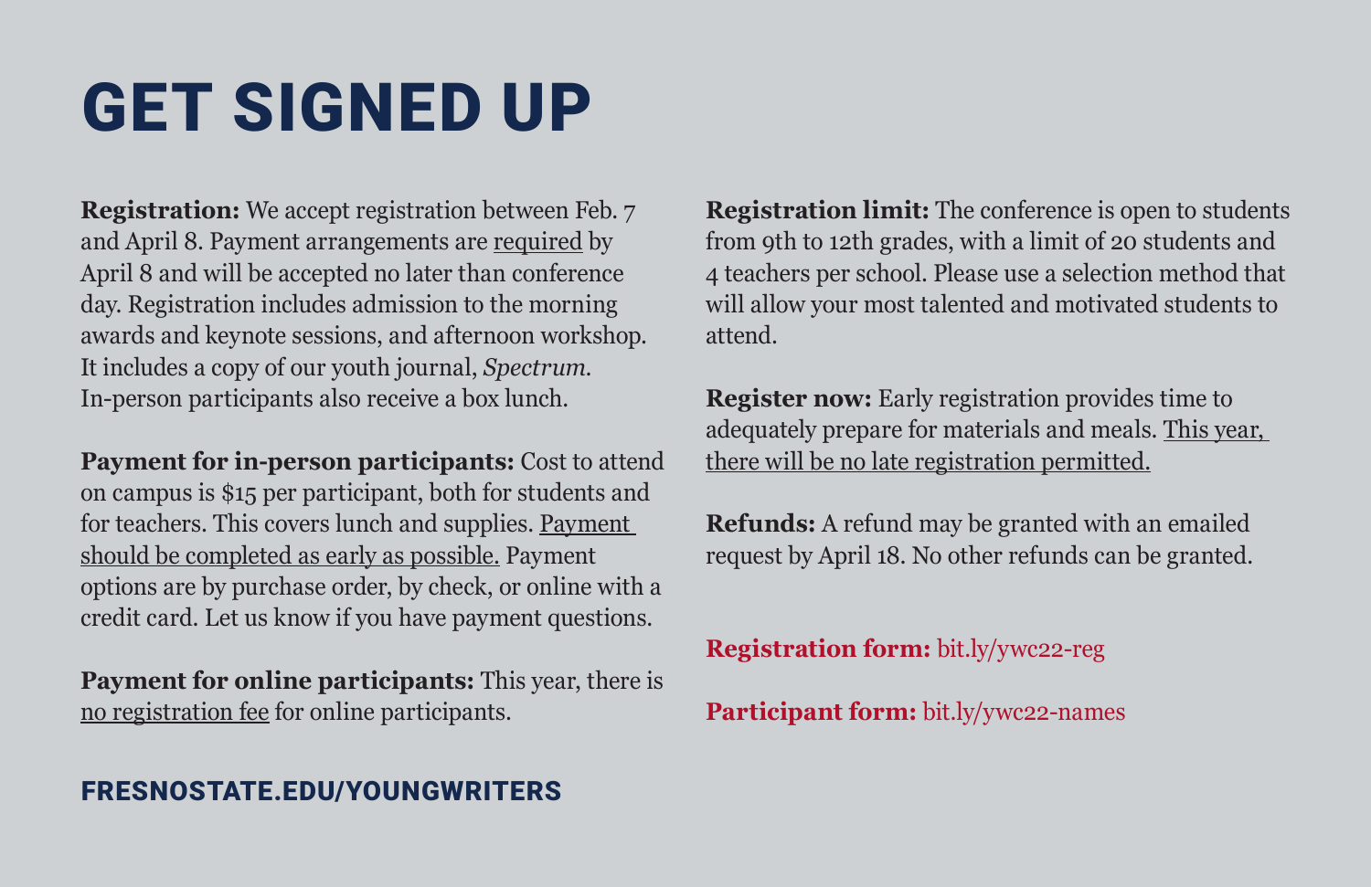# GET SIGNED UP

**Registration:** We accept registration between Feb. 7 and April 8. Payment arrangements are required by April 8 and will be accepted no later than conference day. Registration includes admission to the morning awards and keynote sessions, and afternoon workshop. It includes a copy of our youth journal, *Spectrum*. In-person participants also receive a box lunch.

**Payment for in-person participants:** Cost to attend on campus is $15 per participant, both for students and for teachers. This covers lunch and supplies. Payment should be completed as early as possible. Payment options are by purchase order, by check, or online with a credit card. Let us know if you have payment questions.

**Payment for online participants:** This year, there is no registration fee for online participants.

**Registration limit:** The conference is open to students from 9th to 12th grades, with a limit of 20 students and 4 teachers per school. Please use a selection method that will allow your most talented and motivated students to attend.

**Register now:** Early registration provides time to adequately prepare for materials and meals. This year, there will be no late registration permitted.

**Refunds:** A refund may be granted with an emailed request by April 18. No other refunds can be granted.

**Registration form:** bit.ly/ywc22-reg

**Participant form:** bit.ly/ywc22-names

**FRESNOSTATE.EDU/YOUNGWRITERS**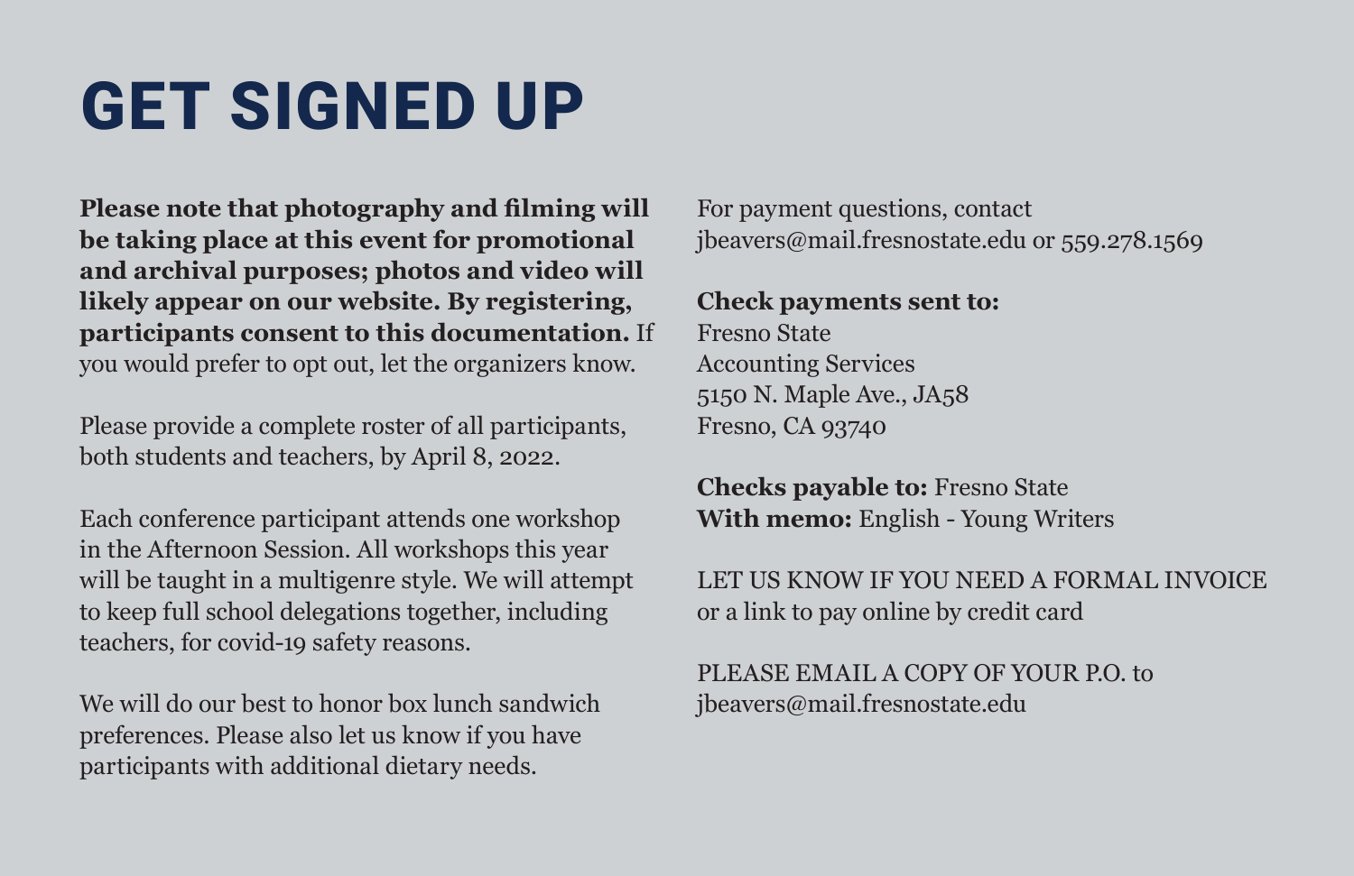# GET SIGNED UP

**Please note that photography and filming will be taking place at this event for promotional and archival purposes; photos and video will likely appear on our website. By registering, participants consent to this documentation.** If you would prefer to opt out, let the organizers know.

Please provide a complete roster of all participants, both students and teachers, by April 8, 2022.

Each conference participant attends one workshop in the Afternoon Session. All workshops this year will be taught in a multigenre style. We will attempt to keep full school delegations together, including teachers, for covid-19 safety reasons.

We will do our best to honor box lunch sandwich preferences. Please also let us know if you have participants with additional dietary needs.

For payment questions, contact jbeavers@mail.fresnostate.edu or 559.278.1569

**Check payments sent to:**
Fresno State
Accounting Services
5150 N. Maple Ave., JA58
Fresno, CA 93740

**Checks payable to:** Fresno State
**With memo:** English - Young Writers

LET US KNOW IF YOU NEED A FORMAL INVOICE or a link to pay online by credit card

PLEASE EMAIL A COPY OF YOUR P.O. to jbeavers@mail.fresnostate.edu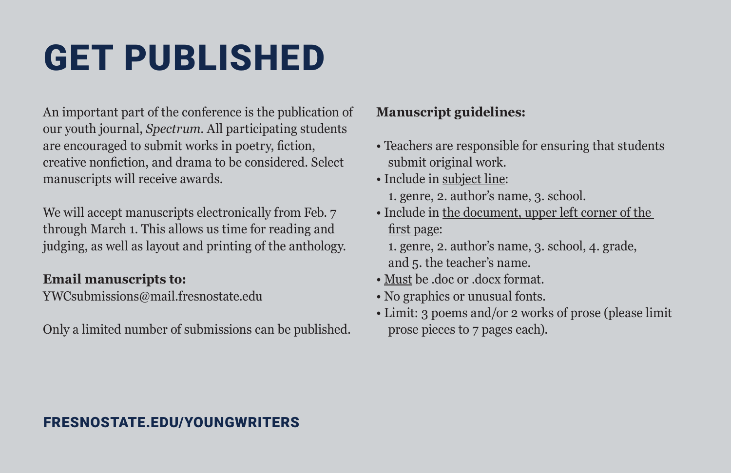# GET PUBLISHED

An important part of the conference is the publication of our youth journal, *Spectrum*. All participating students are encouraged to submit works in poetry, fiction, creative nonfiction, and drama to be considered. Select manuscripts will receive awards.

We will accept manuscripts electronically from Feb. 7 through March 1. This allows us time for reading and judging, as well as layout and printing of the anthology.

**Email manuscripts to:**
YWCsubmissions@mail.fresnostate.edu

Only a limited number of submissions can be published.

**Manuscript guidelines:**

- Teachers are responsible for ensuring that students submit original work.
- Include in subject line:
  1. genre, 2. author's name, 3. school.
- Include in the document, upper left corner of the first page:
  1. genre, 2. author's name, 3. school, 4. grade, and 5. the teacher's name.
- Must be .doc or .docx format.
- No graphics or unusual fonts.
- Limit: 3 poems and/or 2 works of prose (please limit prose pieces to 7 pages each).

**FRESNOSTATE.EDU/YOUNGWRITERS**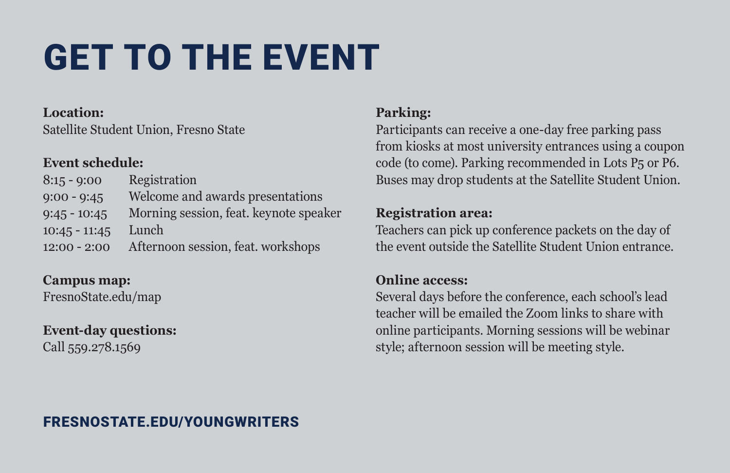# GET TO THE EVENT

**Location:**
Satellite Student Union, Fresno State

**Event schedule:**

| | |
|---|---|
| 8:15 - 9:00 | Registration |
| 9:00 - 9:45 | Welcome and awards presentations |
| 9:45 - 10:45 | Morning session, feat. keynote speaker |
| 10:45 - 11:45 | Lunch |
| 12:00 - 2:00 | Afternoon session, feat. workshops |

**Campus map:**
FresnoState.edu/map

**Event-day questions:**
Call 559.278.1569

**Parking:**
Participants can receive a one-day free parking pass from kiosks at most university entrances using a coupon code (to come). Parking recommended in Lots P5 or P6. Buses may drop students at the Satellite Student Union.

**Registration area:**
Teachers can pick up conference packets on the day of the event outside the Satellite Student Union entrance.

**Online access:**
Several days before the conference, each school's lead teacher will be emailed the Zoom links to share with online participants. Morning sessions will be webinar style; afternoon session will be meeting style.

**FRESNOSTATE.EDU/YOUNGWRITERS**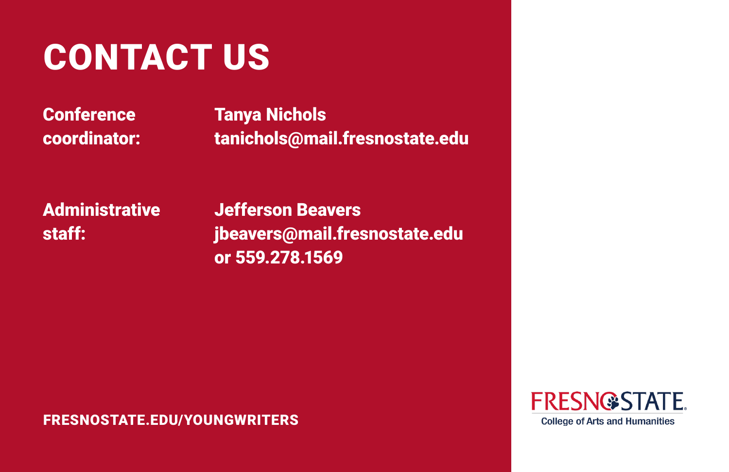# CONTACT US

**Conference coordinator:** **Tanya Nichols**
**tanichols@mail.fresnostate.edu**

**Administrative staff:** **Jefferson Beavers**
**jbeavers@mail.fresnostate.edu or 559.278.1569**

FRESNOSTATE.EDU/YOUNGWRITERS

FRESNO STATE
College of Arts and Humanities